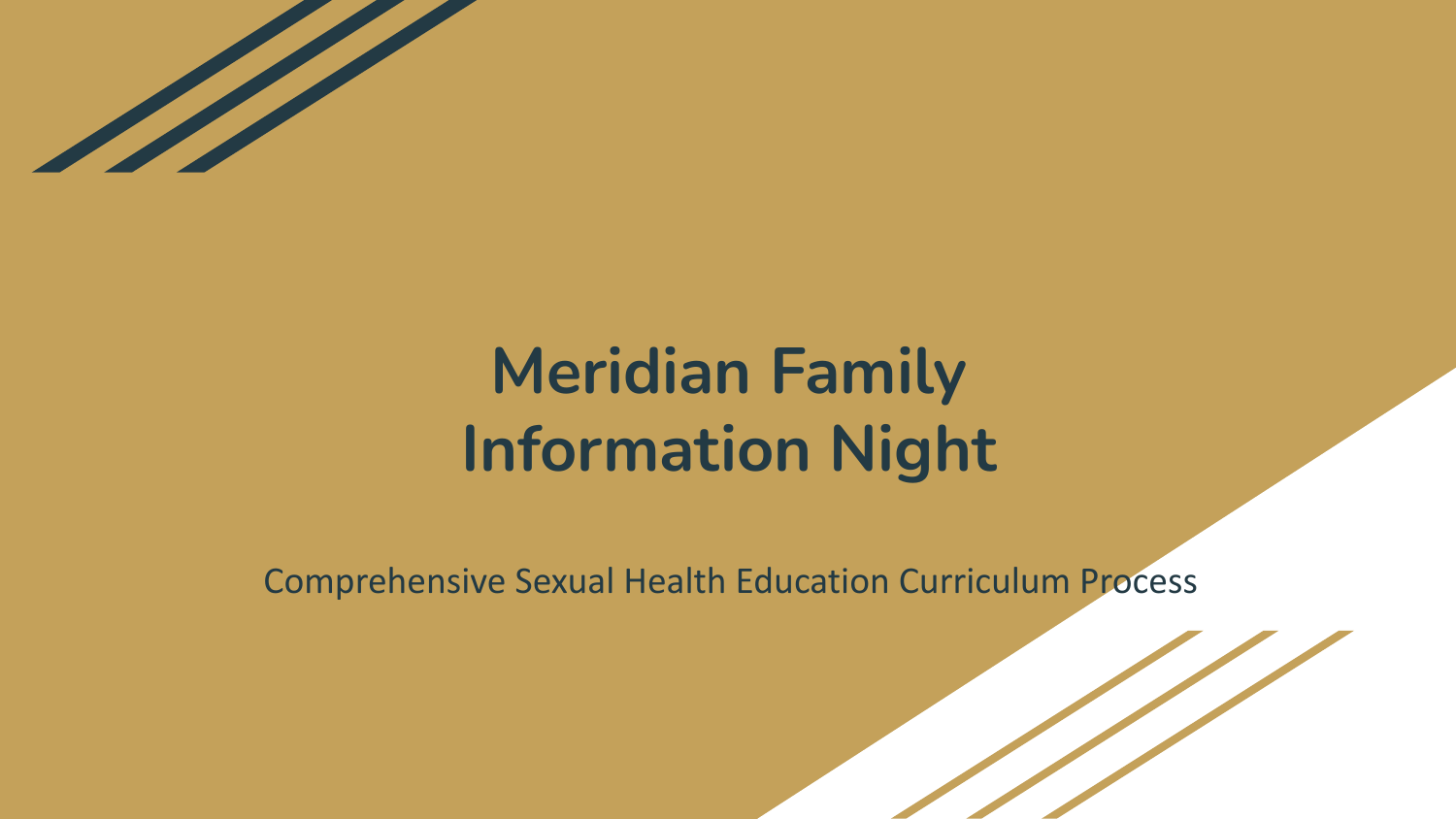# Meridian Family Information Night

Comprehensive Sexual Health Education Curriculum Process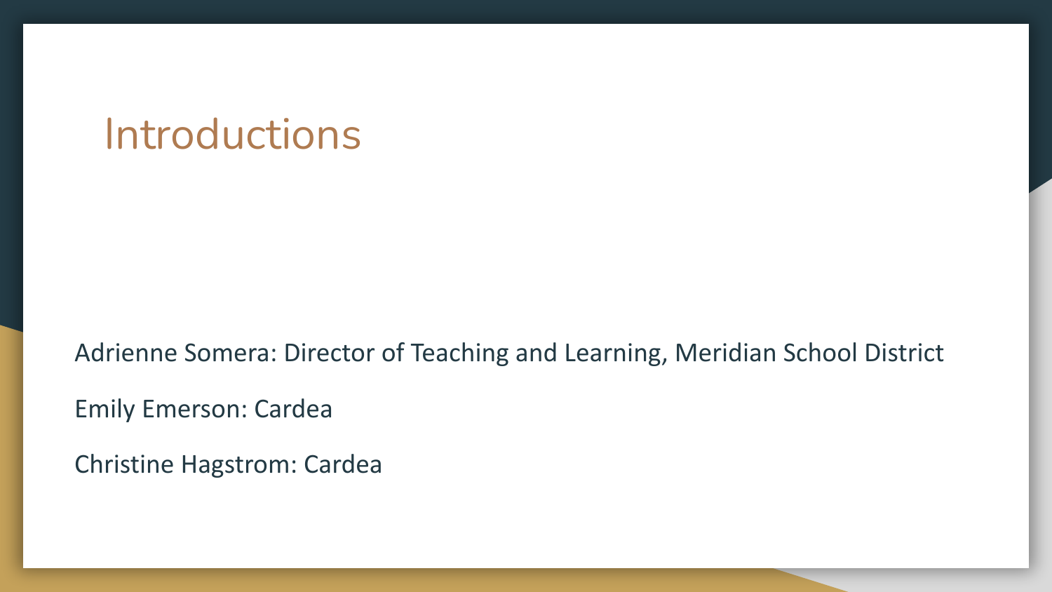# Introductions

Adrienne Somera: Director of Teaching and Learning, Meridian School District

Emily Emerson: Cardea

Christine Hagstrom: Cardea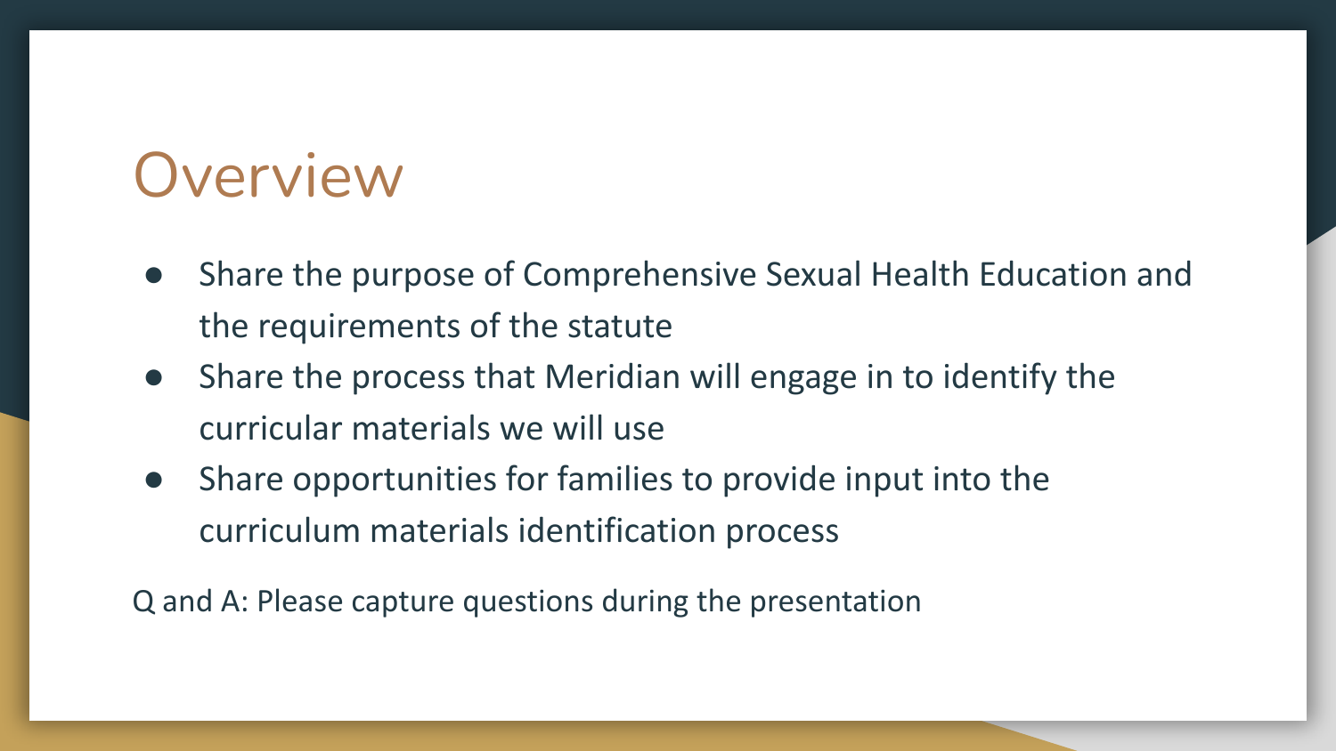# Overview

- Share the purpose of Comprehensive Sexual Health Education and the requirements of the statute
- Share the process that Meridian will engage in to identify the curricular materials we will use
- Share opportunities for families to provide input into the curriculum materials identification process

Q and A: Please capture questions during the presentation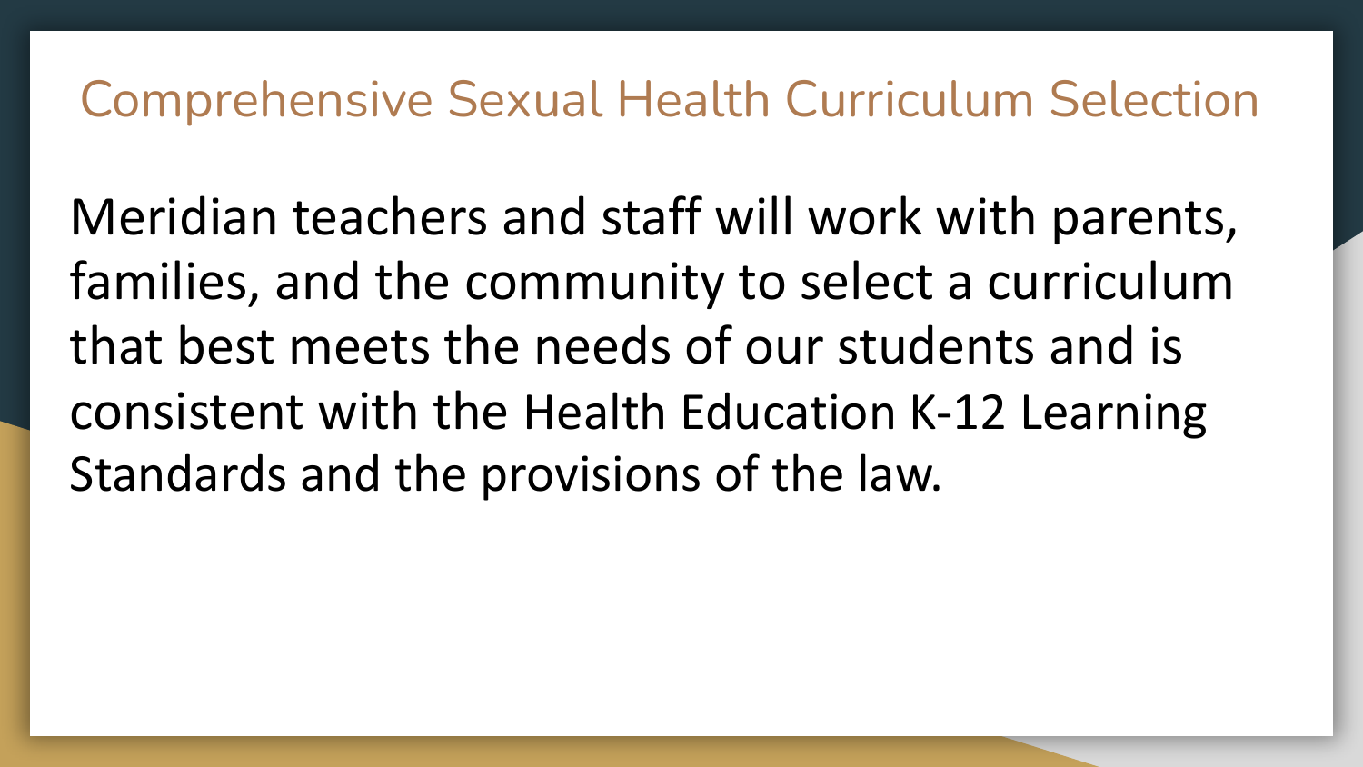# Comprehensive Sexual Health Curriculum Selection

Meridian teachers and staff will work with parents, families, and the community to select a curriculum that best meets the needs of our students and is consistent with the Health Education K-12 Learning Standards and the provisions of the law.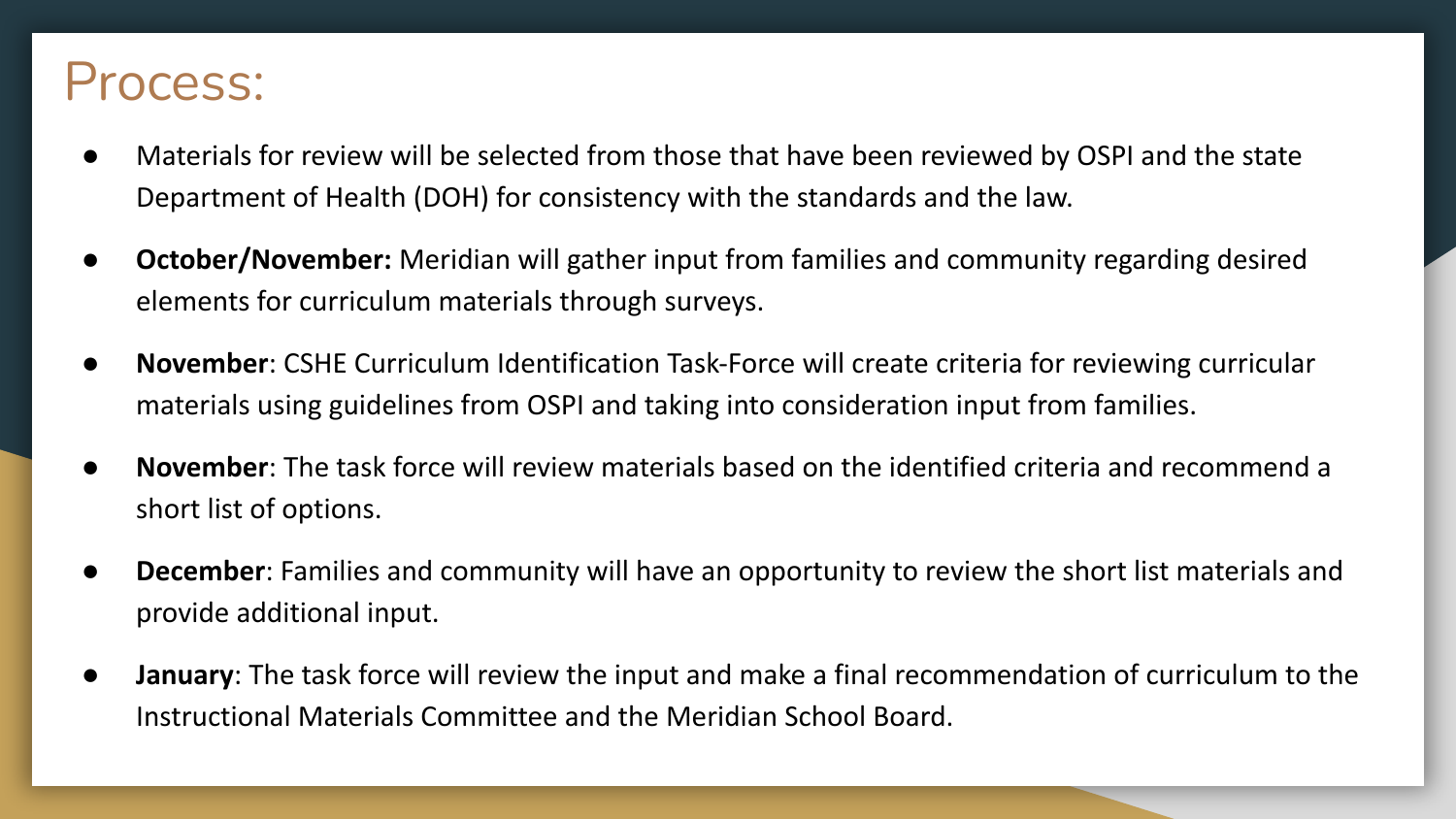# Process:

- Materials for review will be selected from those that have been reviewed by OSPI and the state Department of Health (DOH) for consistency with the standards and the law.
- **October/November:** Meridian will gather input from families and community regarding desired elements for curriculum materials through surveys.
- **November**: CSHE Curriculum Identification Task-Force will create criteria for reviewing curricular materials using guidelines from OSPI and taking into consideration input from families.
- **November**: The task force will review materials based on the identified criteria and recommend a short list of options.
- **December**: Families and community will have an opportunity to review the short list materials and provide additional input.
- **January**: The task force will review the input and make a final recommendation of curriculum to the Instructional Materials Committee and the Meridian School Board.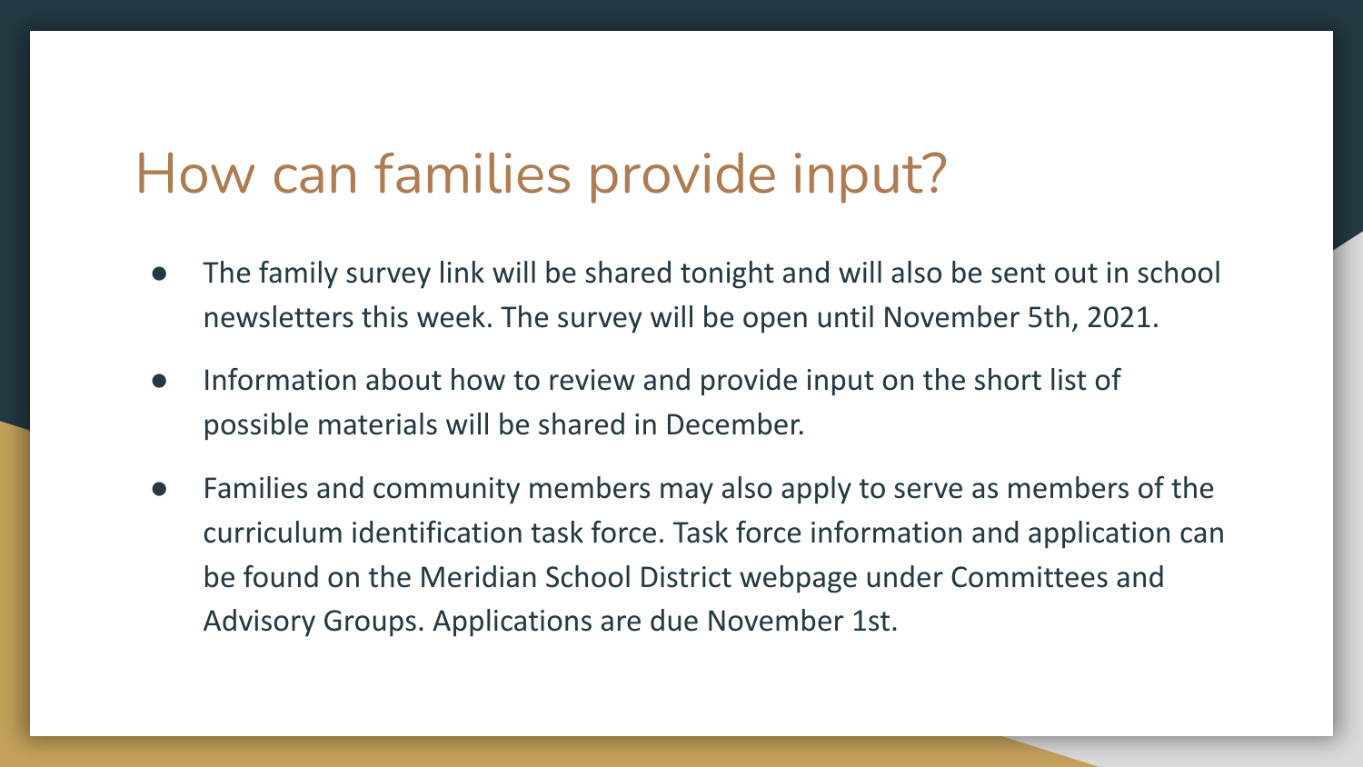# How can families provide input?

- The family survey link will be shared tonight and will also be sent out in school newsletters this week. The survey will be open until November 5th, 2021.
- Information about how to review and provide input on the short list of possible materials will be shared in December.
- Families and community members may also apply to serve as members of the curriculum identification task force. Task force information and application can be found on the Meridian School District webpage under Committees and Advisory Groups. Applications are due November 1st.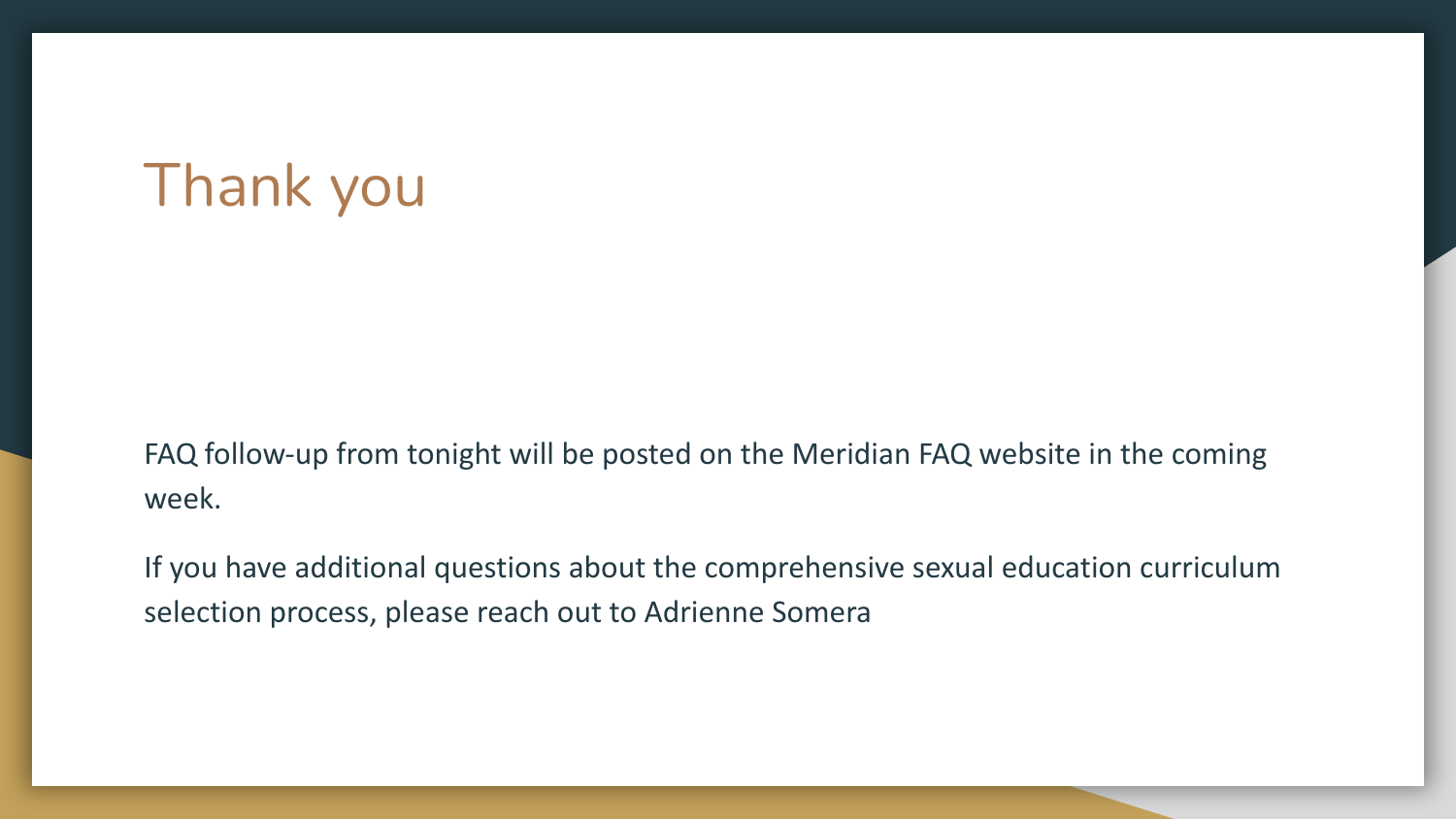# Thank you

FAQ follow-up from tonight will be posted on the Meridian FAQ website in the coming week.

If you have additional questions about the comprehensive sexual education curriculum selection process, please reach out to Adrienne Somera